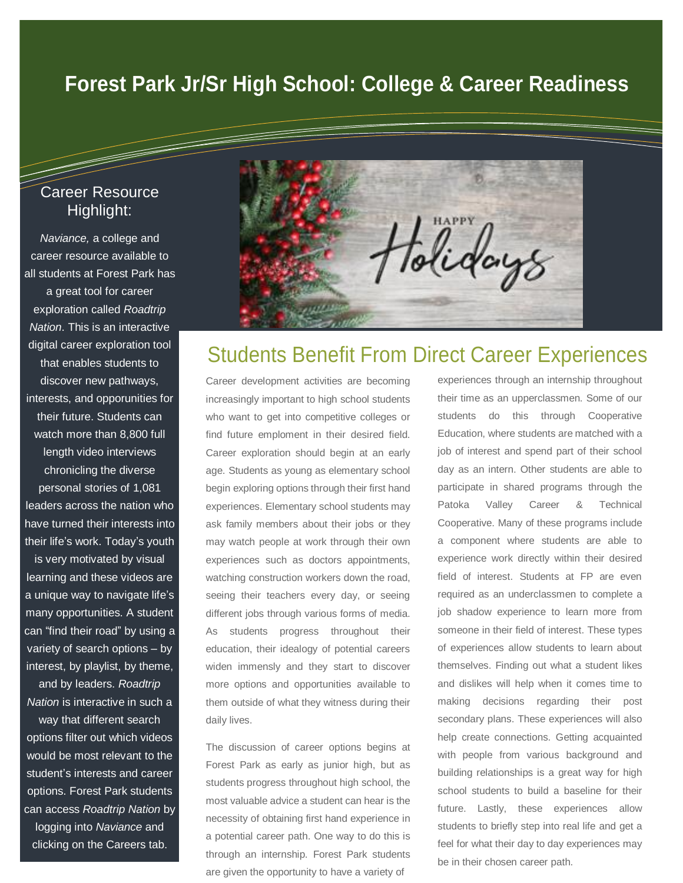# Forest Park Jr/Sr High School: College & Career Readiness

## Career Resource Highlight:

*Naviance,* a college and career resource available to all students at Forest Park has a great tool for career exploration called *Roadtrip Nation*. This is an interactive digital career exploration tool that enables students to discover new pathways, interests, and opporunities for their future. Students can watch more than 8,800 full length video interviews chronicling the diverse personal stories of 1,081 leaders across the nation who have turned their interests into their life's work. Today's youth is very motivated by visual learning and these videos are a unique way to navigate life's many opportunities. A student can "find their road" by using a variety of search options – by interest, by playlist, by theme, and by leaders. *Roadtrip Nation* is interactive in such a way that different search options filter out which videos would be most relevant to the student's interests and career options. Forest Park students can access *Roadtrip Nation* by logging into *Naviance* and clicking on the Careers tab.

## Students Benefit From Direct Career Experiences

Career development activities are becoming increasingly important to high school students who want to get into competitive colleges or find future emploment in their desired field. Career exploration should begin at an early age. Students as young as elementary school begin exploring options through their first hand experiences. Elementary school students may ask family members about their jobs or they may watch people at work through their own experiences such as doctors appointments, watching construction workers down the road, seeing their teachers every day, or seeing different jobs through various forms of media. As students progress throughout their education, their idealogy of potential careers widen immensly and they start to discover more options and opportunities available to them outside of what they witness during their daily lives.

The discussion of career options begins at Forest Park as early as junior high, but as students progress throughout high school, the most valuable advice a student can hear is the necessity of obtaining first hand experience in a potential career path. One way to do this is through an internship. Forest Park students are given the opportunity to have a variety of experiences through an internship throughout their time as an upperclassmen. Some of our students do this through Cooperative Education, where students are matched with a job of interest and spend part of their school day as an intern. Other students are able to participate in shared programs through the Patoka Valley Career & Technical Cooperative. Many of these programs include a component where students are able to experience work directly within their desired field of interest. Students at FP are even required as an underclassmen to complete a job shadow experience to learn more from someone in their field of interest. These types of experiences allow students to learn about themselves. Finding out what a student likes and dislikes will help when it comes time to making decisions regarding their post secondary plans. These experiences will also help create connections. Getting acquainted with people from various background and building relationships is a great way for high school students to build a baseline for their future. Lastly, these experiences allow students to briefly step into real life and get a feel for what their day to day experiences may be in their chosen career path.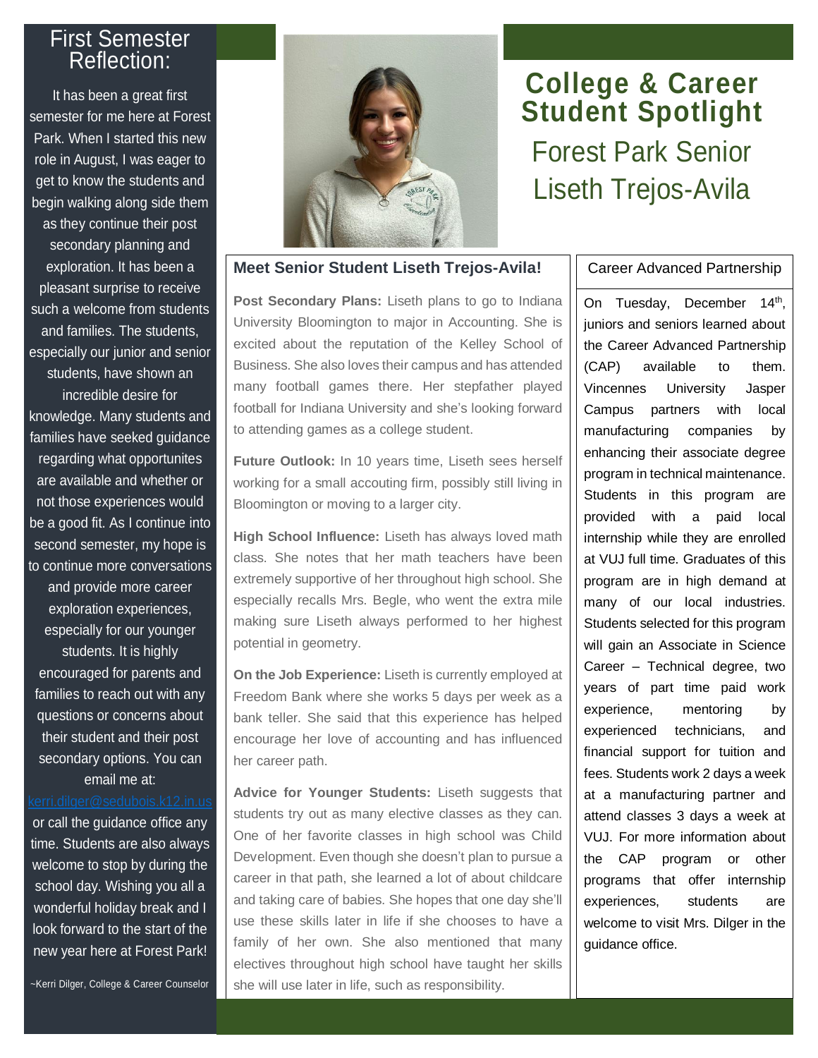# College & Career Student Spotlight

## Forest Park Senior Liseth Trejos-Avila

### Meet Senior Student Liseth Trejos-Avila!

**Post Secondary Plans:** Liseth plans to go to Indiana University Bloomington to major in Accounting. She is excited about the reputation of the Kelley School of Business. She also loves their campus and has attended many football games there. Her stepfather played football for Indiana University and she's looking forward to attending games as a college student.

**Future Outlook:** In 10 years time, Liseth sees herself working for a small accouting firm, possibly still living in Bloomington or moving to a larger city.

**High School Influence:** Liseth has always loved math class. She notes that her math teachers have been extremely supportive of her throughout high school. She especially recalls Mrs. Begle, who went the extra mile making sure Liseth always performed to her highest potential in geometry.

**On the Job Experience:** Liseth is currently employed at Freedom Bank where she works 5 days per week as a bank teller. She said that this experience has helped encourage her love of accounting and has influenced her career path.

**Advice for Younger Students:** Liseth suggests that students try out as many elective classes as they can. One of her favorite classes in high school was Child Development. Even though she doesn't plan to pursue a career in that path, she learned a lot of about childcare and taking care of babies. She hopes that one day she'll use these skills later in life if she chooses to have a family of her own. She also mentioned that many electives throughout high school have taught her skills she will use later in life, such as responsibility.

### Career Advanced Partnership

On Tuesday, December 14th, juniors and seniors learned about the Career Advanced Partnership (CAP) available to them. Vincennes University Jasper Campus partners with local manufacturing companies by enhancing their associate degree program in technical maintenance. Students in this program are provided with a paid local internship while they are enrolled at VUJ full time. Graduates of this program are in high demand at many of our local industries. Students selected for this program will gain an Associate in Science Career – Technical degree, two years of part time paid work experience, mentoring by experienced technicians, and financial support for tuition and fees. Students work 2 days a week at a manufacturing partner and attend classes 3 days a week at VUJ. For more information about the CAP program or other programs that offer internship experiences, students are welcome to visit Mrs. Dilger in the guidance office.

### First Semester Reflection:

It has been a great first semester for me here at Forest Park. When I started this new role in August, I was eager to get to know the students and begin walking along side them as they continue their post secondary planning and exploration. It has been a pleasant surprise to receive such a welcome from students and families. The students, especially our junior and senior students, have shown an incredible desire for knowledge. Many students and families have seeked guidance regarding what opportunites are available and whether or not those experiences would be a good fit. As I continue into second semester, my hope is to continue more conversations and provide more career exploration experiences, especially for our younger students. It is highly encouraged for parents and families to reach out with any questions or concerns about their student and their post secondary options. You can email me at: kerri.dilger@sedubois.k12.in.us or call the guidance office any time. Students are also always welcome to stop by during the school day. Wishing you all a wonderful holiday break and I look forward to the start of the new year here at Forest Park!

~Kerri Dilger, College & Career Counselor